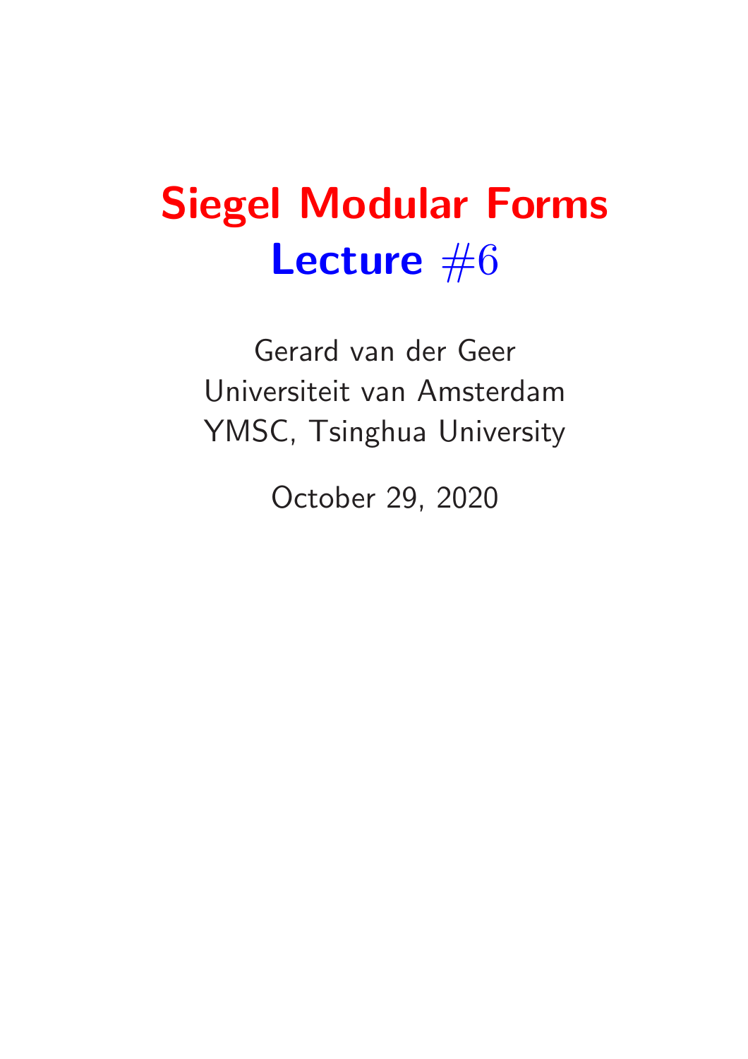# Siegel Modular Forms
## Lecture $\#6$

Gerard van der Geer
Universiteit van Amsterdam
YMSC, Tsinghua University

October 29, 2020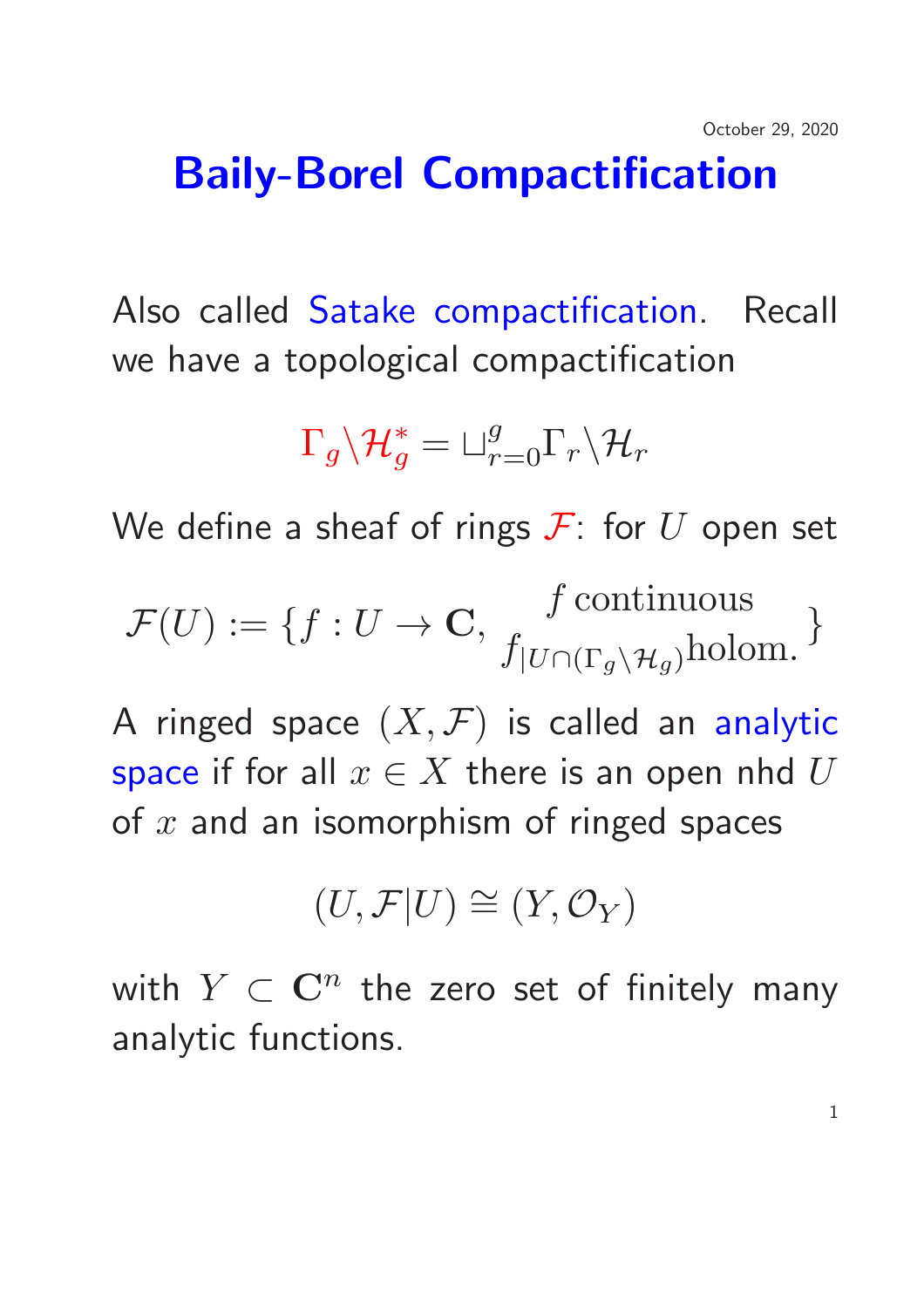October 29, 2020

# Baily-Borel Compactification

Also called Satake compactification. Recall we have a topological compactification

$$\Gamma_g\backslash\mathcal{H}_g^* = \sqcup_{r=0}^{g}\Gamma_r\backslash\mathcal{H}_r$$

We define a sheaf of rings $\mathcal{F}$: for $U$ open set

$$\mathcal{F}(U) := \{f : U \to \mathbf{C}, \begin{array}{c} f \text{ continuous} \\ f_{|U\cap(\Gamma_g\backslash\mathcal{H}_g)}\text{holom.}\end{array}\}$$

A ringed space $(X, \mathcal{F})$ is called an analytic space if for all $x \in X$ there is an open nhd $U$ of $x$ and an isomorphism of ringed spaces

$$(U, \mathcal{F}|U) \cong (Y, \mathcal{O}_Y)$$

with $Y \subset \mathbf{C}^n$ the zero set of finitely many analytic functions.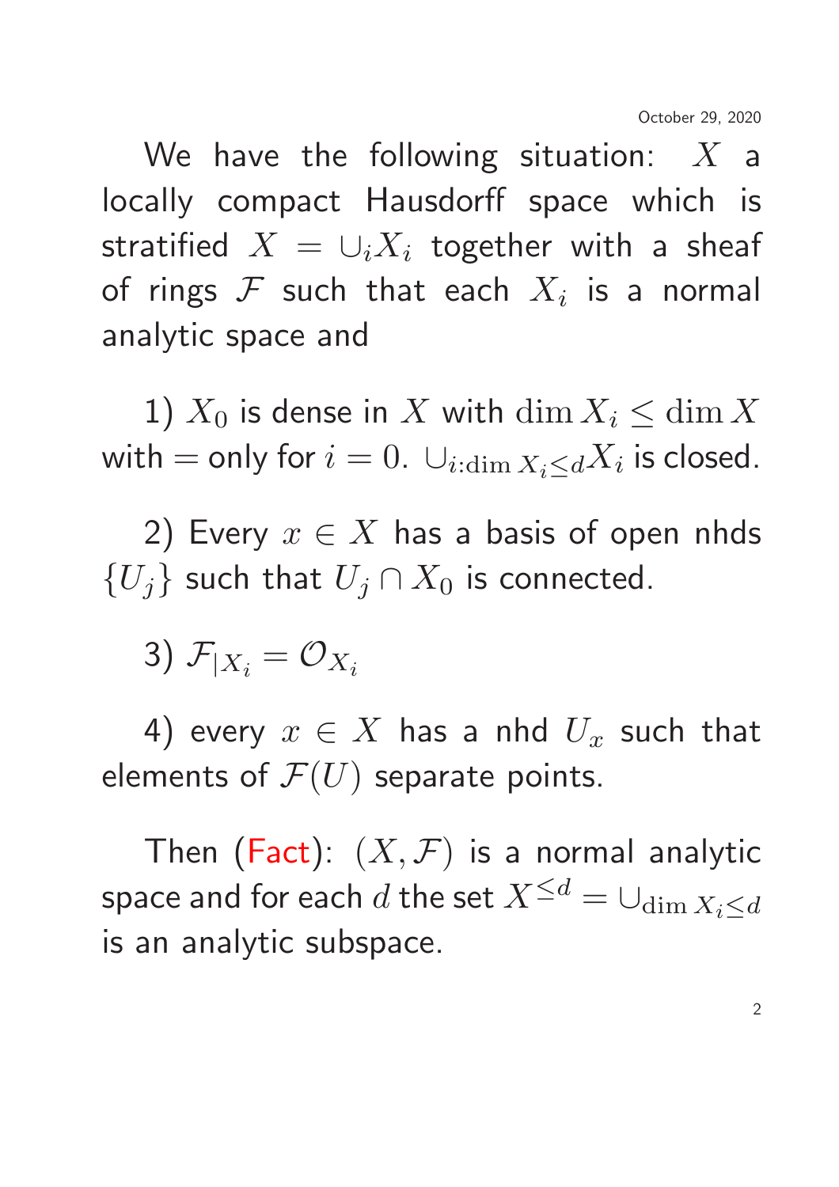We have the following situation: $X$ a locally compact Hausdorff space which is stratified $X = \cup_i X_i$ together with a sheaf of rings $\mathcal{F}$ such that each $X_i$ is a normal analytic space and

1) $X_0$ is dense in $X$ with $\dim X_i \leq \dim X$ with $=$ only for $i = 0$. $\cup_{i:\dim X_i \leq d} X_i$ is closed.

2) Every $x \in X$ has a basis of open nhds $\{U_j\}$ such that $U_j \cap X_0$ is connected.

3) $\mathcal{F}_{|X_i} = \mathcal{O}_{X_i}$

4) every $x \in X$ has a nhd $U_x$ such that elements of $\mathcal{F}(U)$ separate points.

Then (Fact): $(X, \mathcal{F})$ is a normal analytic space and for each $d$ the set $X^{\leq d} = \cup_{\dim X_i \leq d}$ is an analytic subspace.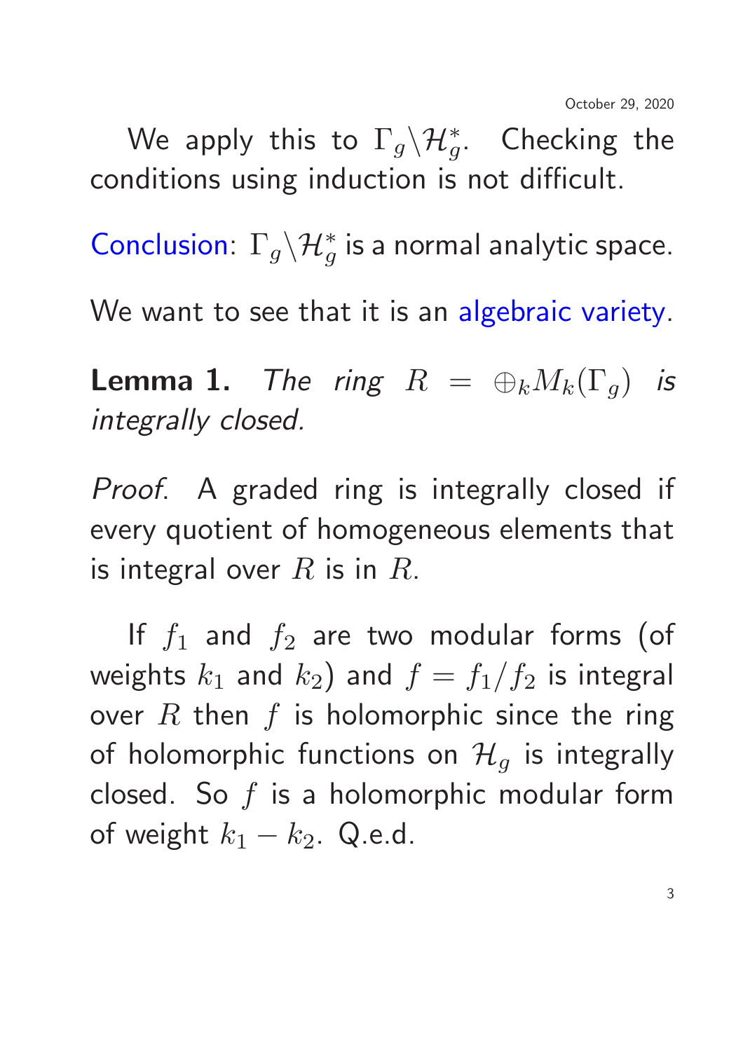We apply this to $\Gamma_g \backslash \mathcal{H}_g^*$. Checking the conditions using induction is not difficult.

Conclusion: $\Gamma_g \backslash \mathcal{H}_g^*$ is a normal analytic space.

We want to see that it is an algebraic variety.

**Lemma 1.** *The ring* $R = \oplus_k M_k(\Gamma_g)$ *is integrally closed.*

*Proof.* A graded ring is integrally closed if every quotient of homogeneous elements that is integral over $R$ is in $R$.

If $f_1$ and $f_2$ are two modular forms (of weights $k_1$ and $k_2$) and $f = f_1/f_2$ is integral over $R$ then $f$ is holomorphic since the ring of holomorphic functions on $\mathcal{H}_g$ is integrally closed. So $f$ is a holomorphic modular form of weight $k_1 - k_2$. Q.e.d.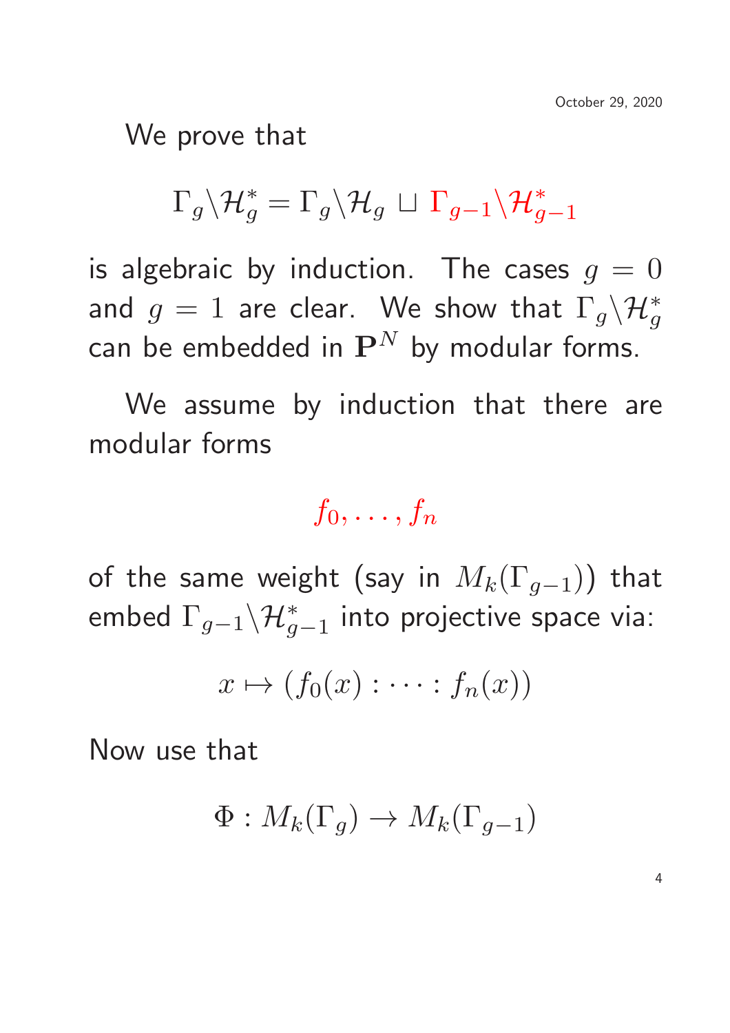We prove that

$$\Gamma_g \backslash \mathcal{H}_g^* = \Gamma_g \backslash \mathcal{H}_g \sqcup \Gamma_{g-1} \backslash \mathcal{H}_{g-1}^*$$

is algebraic by induction. The cases $g = 0$ and $g = 1$ are clear. We show that $\Gamma_g \backslash \mathcal{H}_g^*$ can be embedded in $\mathbf{P}^N$ by modular forms.

We assume by induction that there are modular forms

$$f_0, \ldots, f_n$$

of the same weight (say in $M_k(\Gamma_{g-1})$) that embed $\Gamma_{g-1} \backslash \mathcal{H}_{g-1}^*$ into projective space via:

$$x \mapsto (f_0(x) : \cdots : f_n(x))$$

Now use that

$$\Phi : M_k(\Gamma_g) \to M_k(\Gamma_{g-1})$$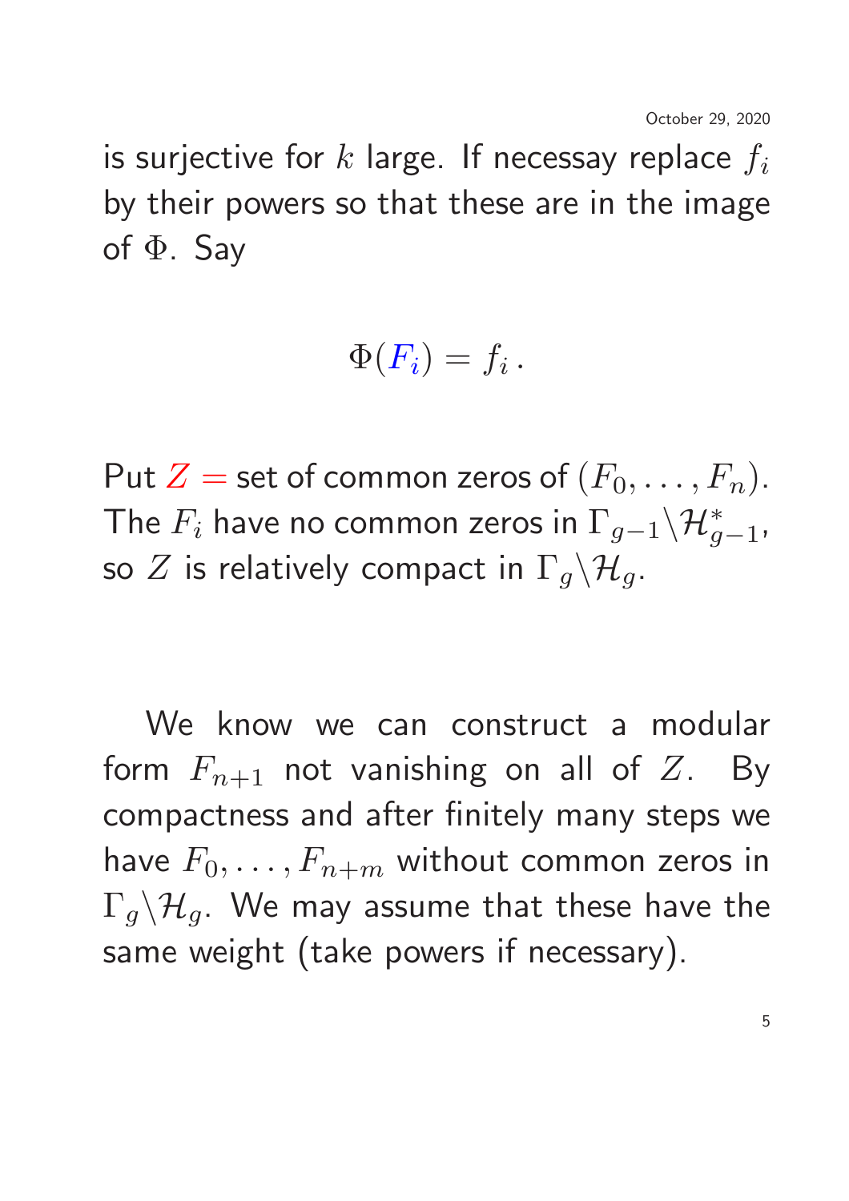is surjective for $k$ large. If necessay replace $f_i$ by their powers so that these are in the image of $\Phi$. Say

$$\Phi(F_i) = f_i\,.$$

Put $Z =$ set of common zeros of $(F_0, \ldots, F_n)$. The $F_i$ have no common zeros in $\Gamma_{g-1}\backslash\mathcal{H}^*_{g-1}$, so $Z$ is relatively compact in $\Gamma_g\backslash\mathcal{H}_g$.

We know we can construct a modular form $F_{n+1}$ not vanishing on all of $Z$. By compactness and after finitely many steps we have $F_0, \ldots, F_{n+m}$ without common zeros in $\Gamma_g\backslash\mathcal{H}_g$. We may assume that these have the same weight (take powers if necessary).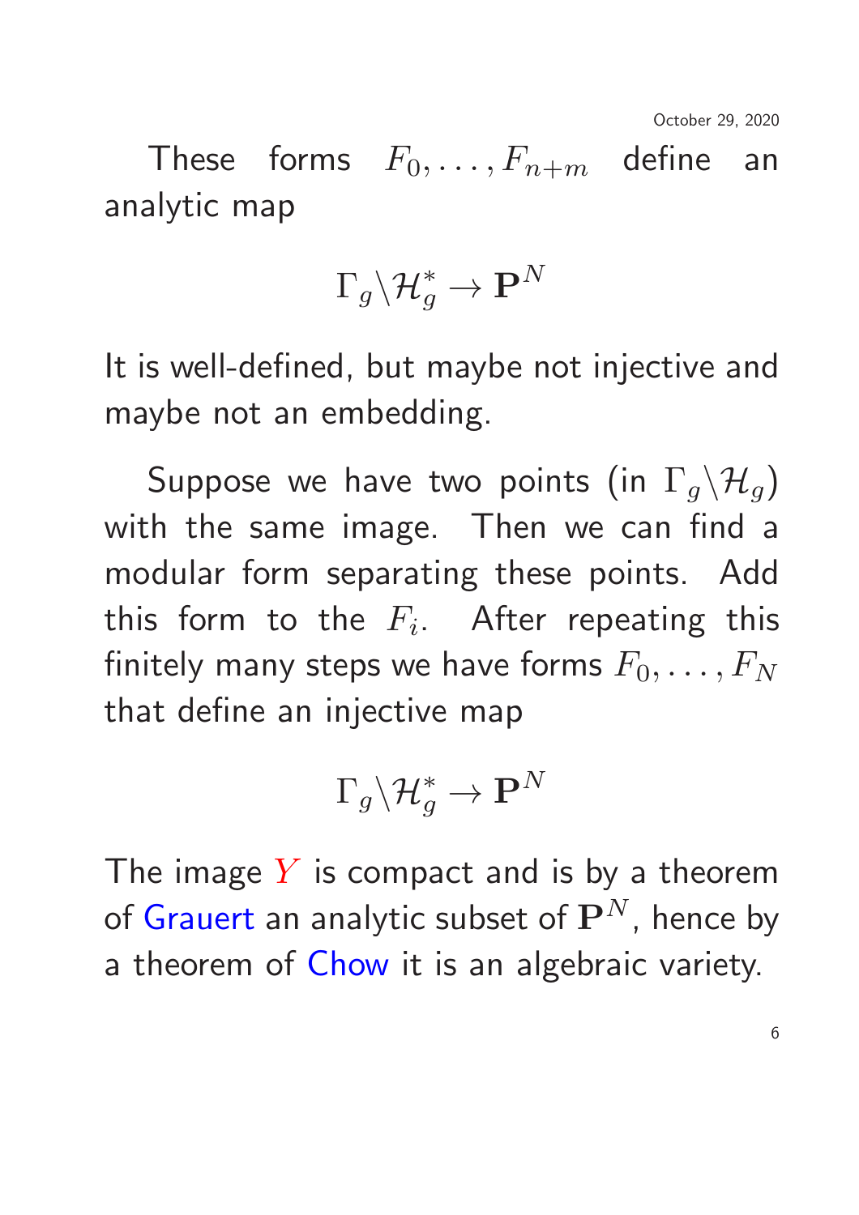These forms $F_0, \ldots, F_{n+m}$ define an analytic map

$$\Gamma_g \backslash \mathcal{H}_g^* \to \mathbf{P}^N$$

It is well-defined, but maybe not injective and maybe not an embedding.

Suppose we have two points (in $\Gamma_g \backslash \mathcal{H}_g$) with the same image. Then we can find a modular form separating these points. Add this form to the $F_i$. After repeating this finitely many steps we have forms $F_0, \ldots, F_N$ that define an injective map

$$\Gamma_g \backslash \mathcal{H}_g^* \to \mathbf{P}^N$$

The image $Y$ is compact and is by a theorem of Grauert an analytic subset of $\mathbf{P}^N$, hence by a theorem of Chow it is an algebraic variety.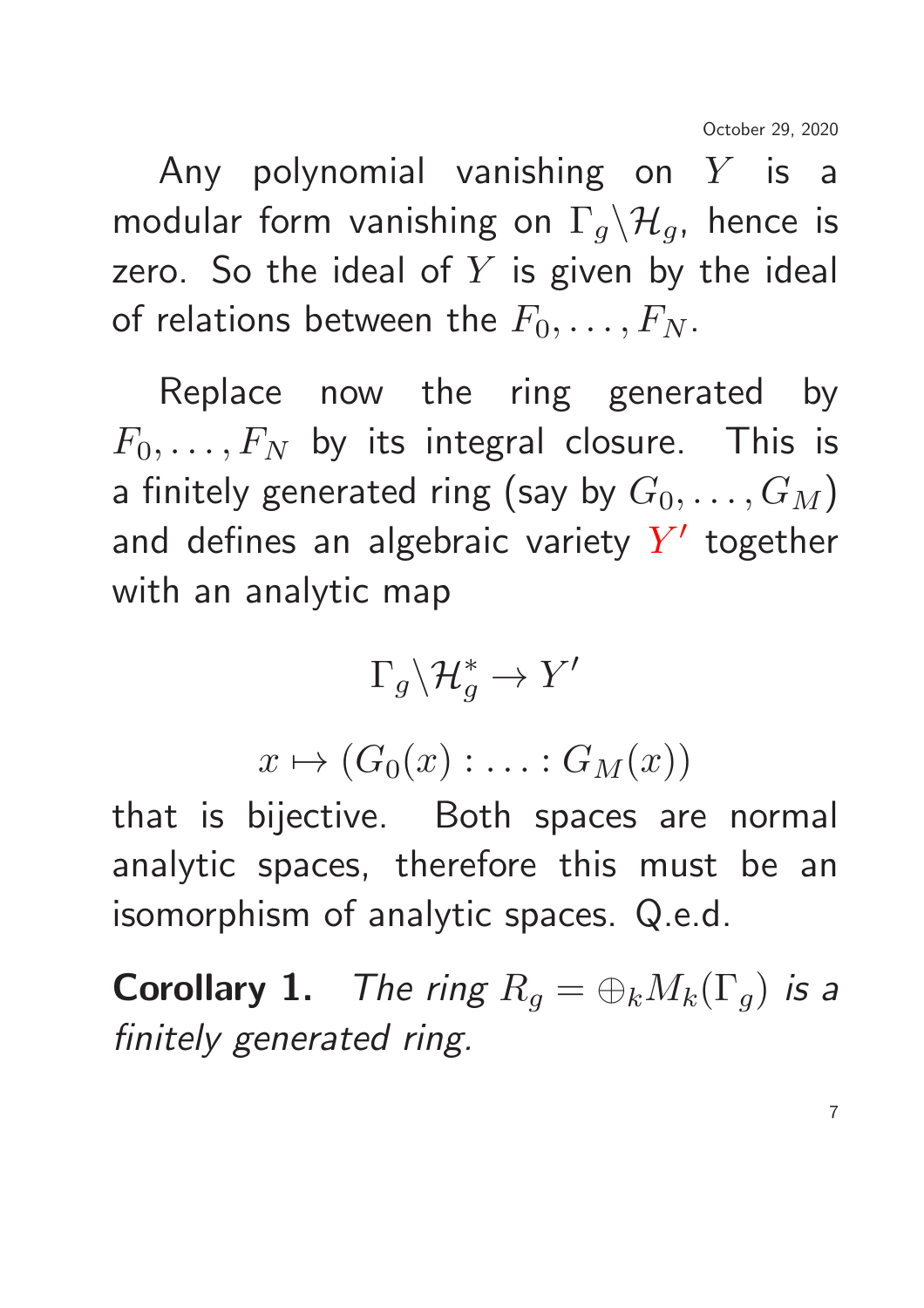Any polynomial vanishing on $Y$ is a modular form vanishing on $\Gamma_g \backslash \mathcal{H}_g$, hence is zero. So the ideal of $Y$ is given by the ideal of relations between the $F_0, \ldots, F_N$.

Replace now the ring generated by $F_0, \ldots, F_N$ by its integral closure. This is a finitely generated ring (say by $G_0, \ldots, G_M$) and defines an algebraic variety $Y'$ together with an analytic map

$$\Gamma_g \backslash \mathcal{H}_g^* \to Y'$$

$$x \mapsto (G_0(x) : \ldots : G_M(x))$$

that is bijective. Both spaces are normal analytic spaces, therefore this must be an isomorphism of analytic spaces. Q.e.d.

**Corollary 1.** *The ring $R_g = \oplus_k M_k(\Gamma_g)$ is a finitely generated ring.*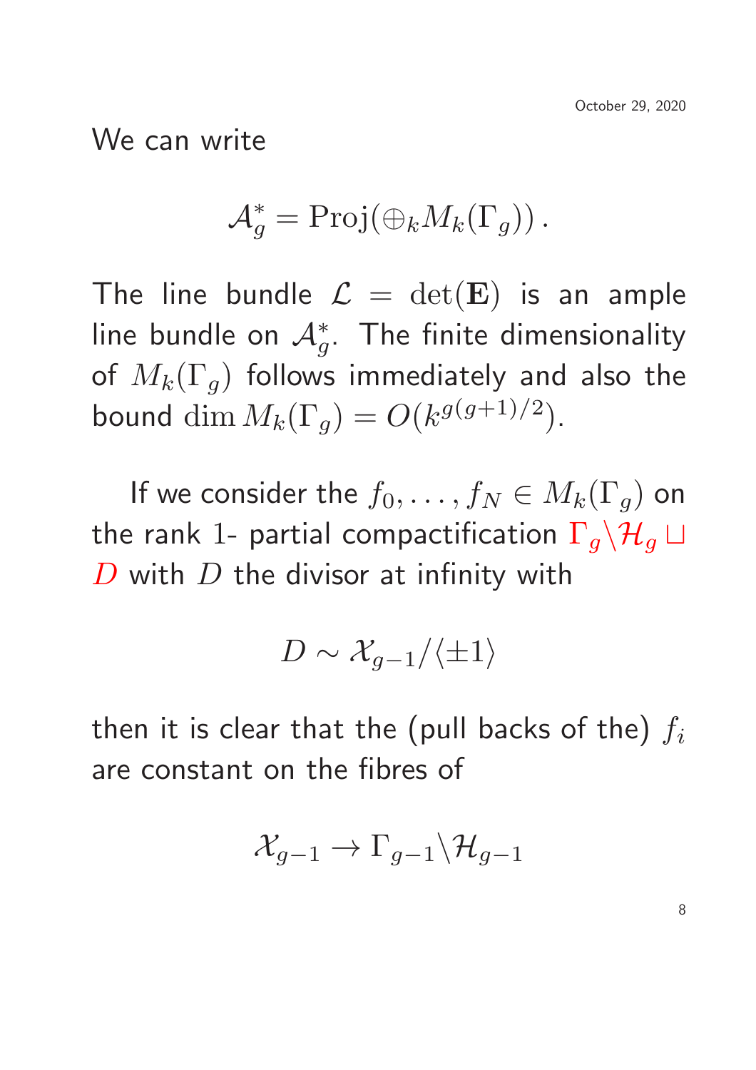We can write

$$\mathcal{A}_g^* = \mathrm{Proj}(\oplus_k M_k(\Gamma_g))\,.$$

The line bundle $\mathcal{L} = \det(\mathbf{E})$ is an ample line bundle on $\mathcal{A}_g^*$. The finite dimensionality of $M_k(\Gamma_g)$ follows immediately and also the bound $\dim M_k(\Gamma_g) = O(k^{g(g+1)/2})$.

If we consider the $f_0, \ldots, f_N \in M_k(\Gamma_g)$ on the rank 1- partial compactification $\Gamma_g \backslash \mathcal{H}_g \sqcup D$ with $D$ the divisor at infinity with

$$D \sim \mathcal{X}_{g-1}/\langle \pm 1 \rangle$$

then it is clear that the (pull backs of the) $f_i$ are constant on the fibres of

$$\mathcal{X}_{g-1} \to \Gamma_{g-1} \backslash \mathcal{H}_{g-1}$$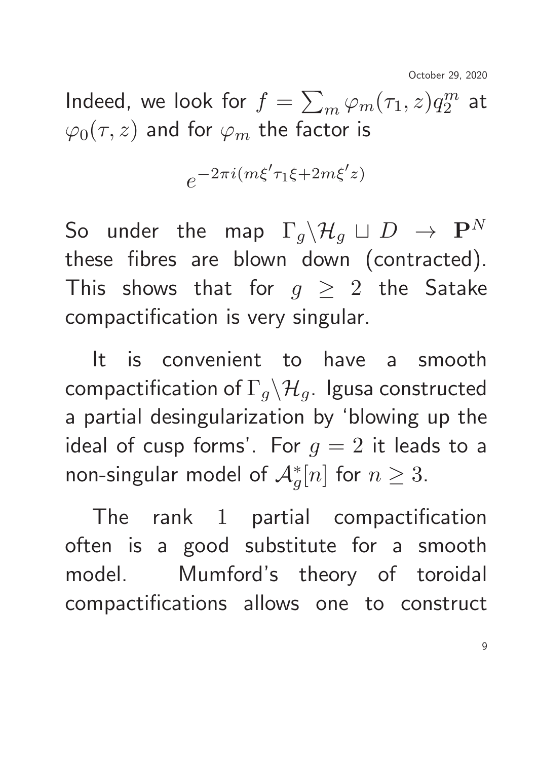Indeed, we look for $f = \sum_m \varphi_m(\tau_1, z) q_2^m$ at $\varphi_0(\tau, z)$ and for $\varphi_m$ the factor is

$$e^{-2\pi i(m\xi'\tau_1\xi + 2m\xi' z)}$$

So under the map $\Gamma_g \backslash \mathcal{H}_g \sqcup D \to \mathbf{P}^N$ these fibres are blown down (contracted). This shows that for $g \geq 2$ the Satake compactification is very singular.

It is convenient to have a smooth compactification of $\Gamma_g \backslash \mathcal{H}_g$. Igusa constructed a partial desingularization by 'blowing up the ideal of cusp forms'. For $g = 2$ it leads to a non-singular model of $\mathcal{A}_g^*[n]$ for $n \geq 3$.

The rank $1$ partial compactification often is a good substitute for a smooth model. Mumford's theory of toroidal compactifications allows one to construct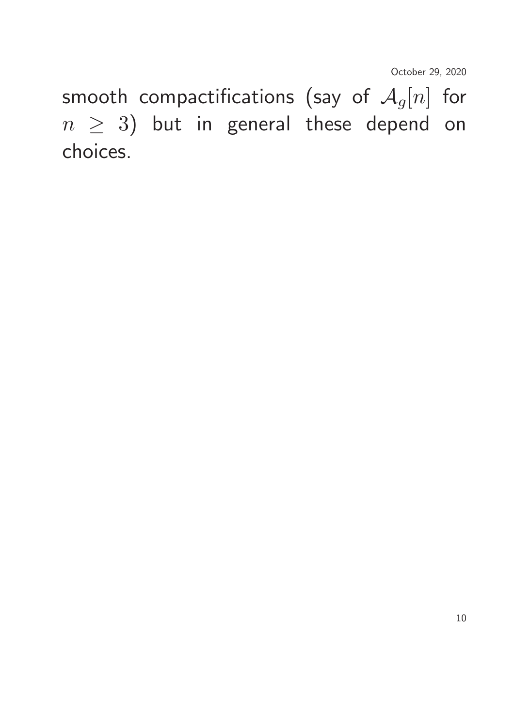smooth compactifications (say of $\mathcal{A}_g[n]$ for $n \geq 3$) but in general these depend on choices.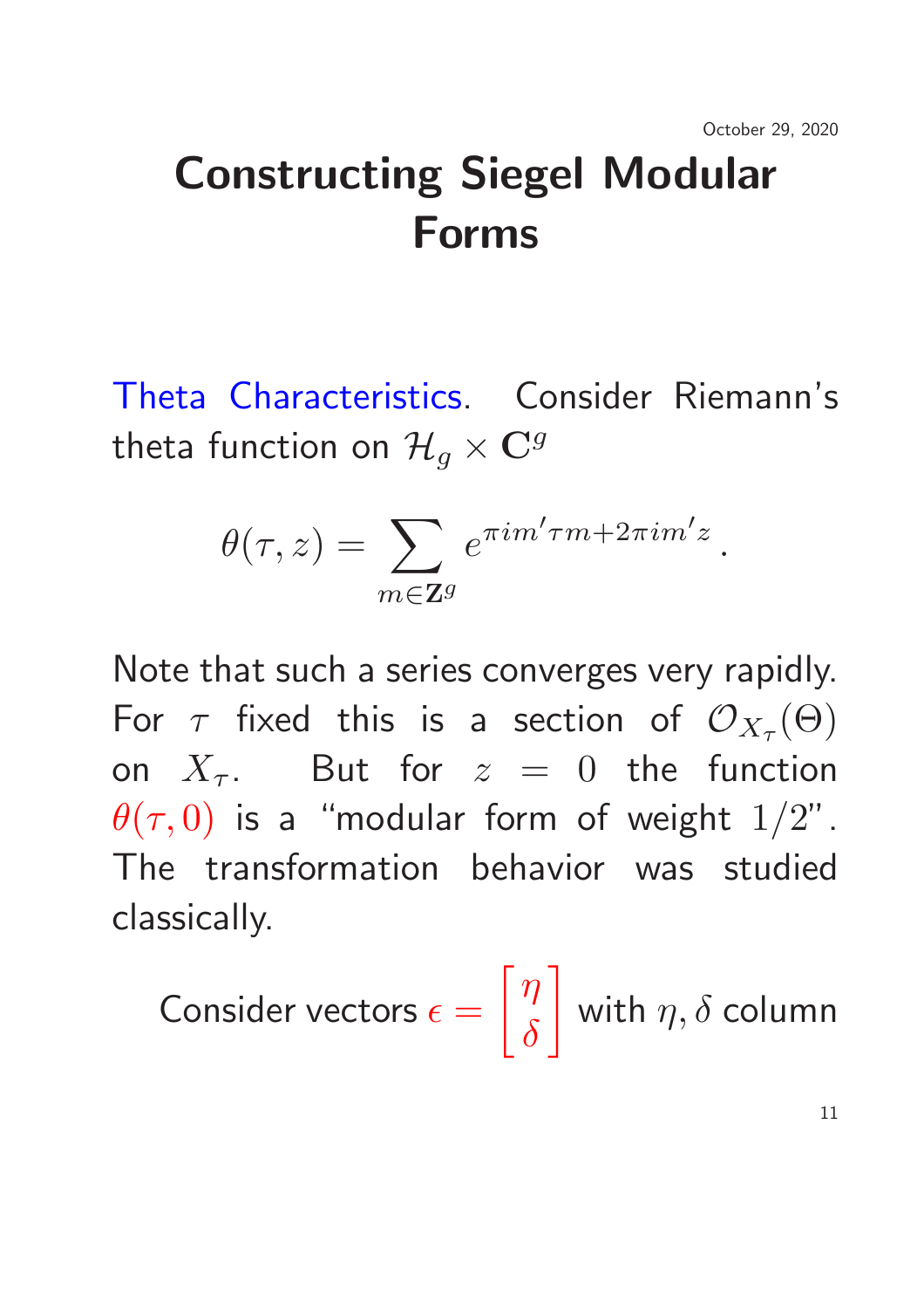# Constructing Siegel Modular Forms

Theta Characteristics. Consider Riemann's theta function on $\mathcal{H}_g \times \mathbf{C}^g$

$$\theta(\tau, z) = \sum_{m \in \mathbf{Z}^g} e^{\pi i m' \tau m + 2\pi i m' z}.$$

Note that such a series converges very rapidly. For $\tau$ fixed this is a section of $\mathcal{O}_{X_\tau}(\Theta)$ on $X_\tau$. But for $z = 0$ the function $\theta(\tau, 0)$ is a "modular form of weight $1/2$". The transformation behavior was studied classically.

Consider vectors $\epsilon = \begin{bmatrix} \eta \\ \delta \end{bmatrix}$ with $\eta, \delta$ column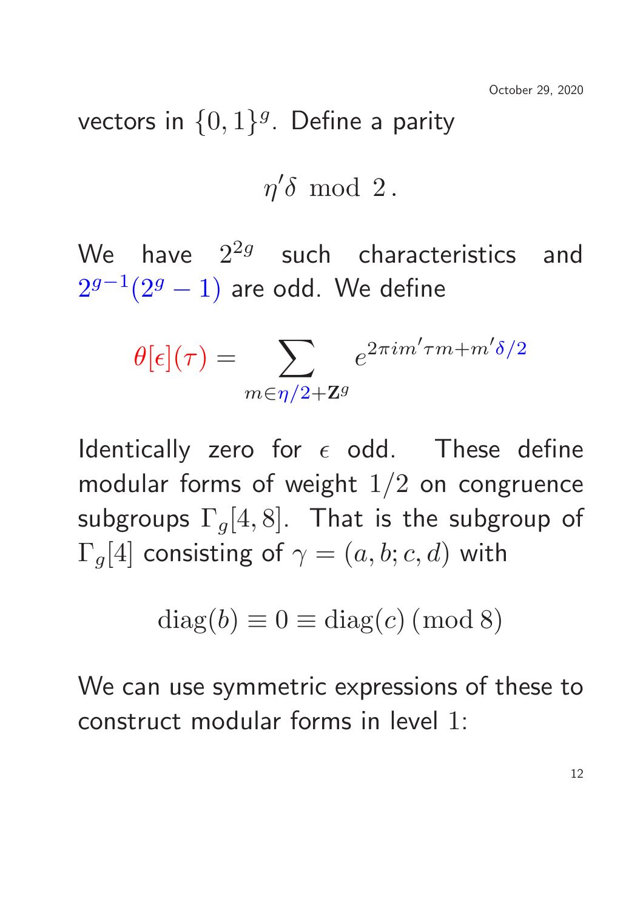vectors in $\{0,1\}^g$. Define a parity

$$\eta'\delta \bmod 2\,.$$

We have $2^{2g}$ such characteristics and $2^{g-1}(2^g-1)$ are odd. We define

$$\theta[\epsilon](\tau) = \sum_{m\in\eta/2+\mathbf{Z}^g} e^{2\pi i m'\tau m + m'\delta/2}$$

Identically zero for $\epsilon$ odd. These define modular forms of weight $1/2$ on congruence subgroups $\Gamma_g[4,8]$. That is the subgroup of $\Gamma_g[4]$ consisting of $\gamma = (a,b;c,d)$ with

$$\mathrm{diag}(b) \equiv 0 \equiv \mathrm{diag}(c)\,(\mathrm{mod}\,8)$$

We can use symmetric expressions of these to construct modular forms in level $1$: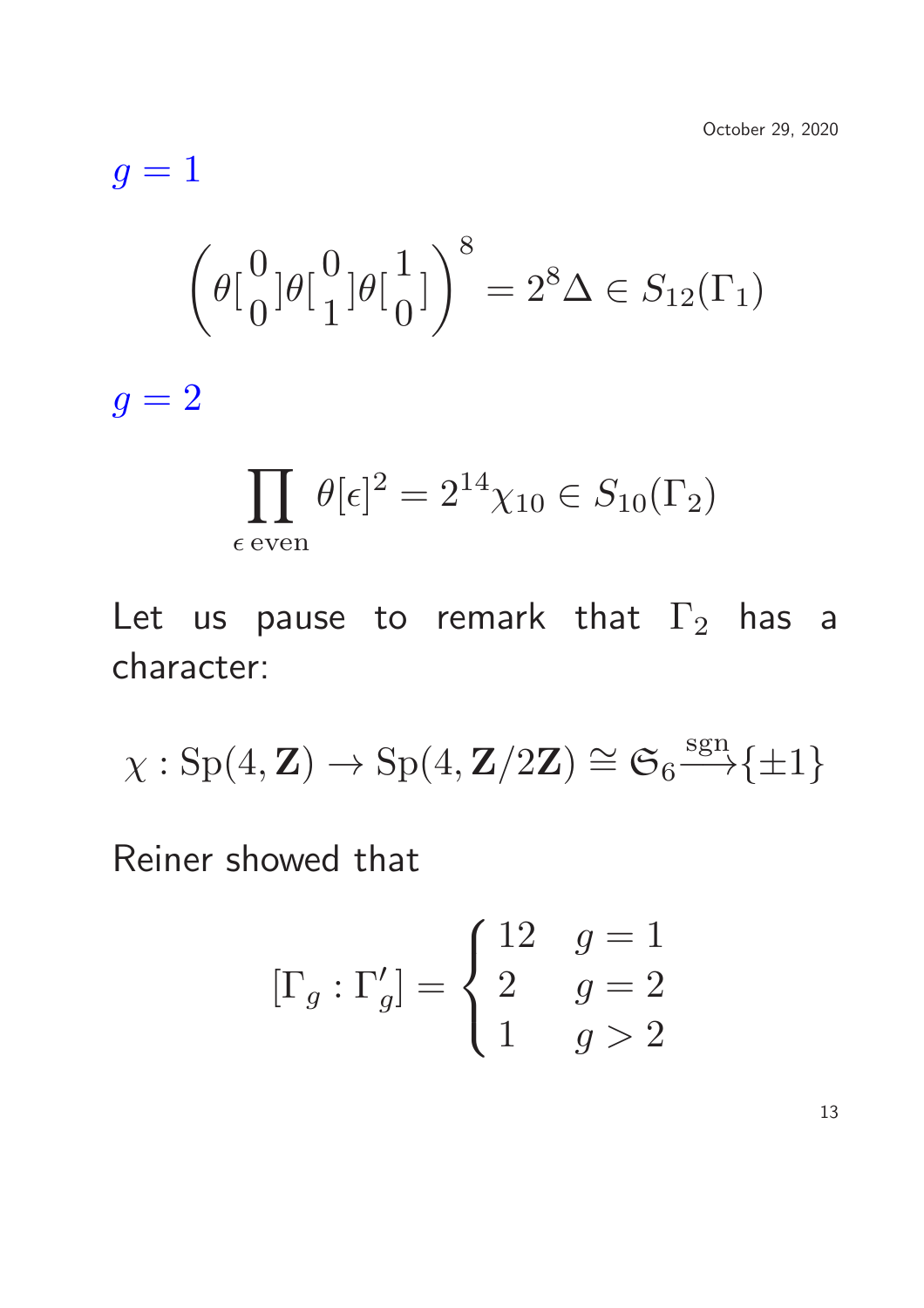$g = 1$

$$\left(\theta[{}^0_0]\theta[{}^0_1]\theta[{}^1_0]\right)^8 = 2^8\Delta \in S_{12}(\Gamma_1)$$

$g = 2$

$$\prod_{\epsilon\,\mathrm{even}} \theta[\epsilon]^2 = 2^{14}\chi_{10} \in S_{10}(\Gamma_2)$$

Let us pause to remark that $\Gamma_2$ has a character:

$$\chi : \mathrm{Sp}(4, \mathbf{Z}) \to \mathrm{Sp}(4, \mathbf{Z}/2\mathbf{Z}) \cong \mathfrak{S}_6 \xrightarrow{\mathrm{sgn}} \{\pm 1\}$$

Reiner showed that

$$[\Gamma_g : \Gamma_g'] = \begin{cases} 12 & g = 1 \\ 2 & g = 2 \\ 1 & g > 2 \end{cases}$$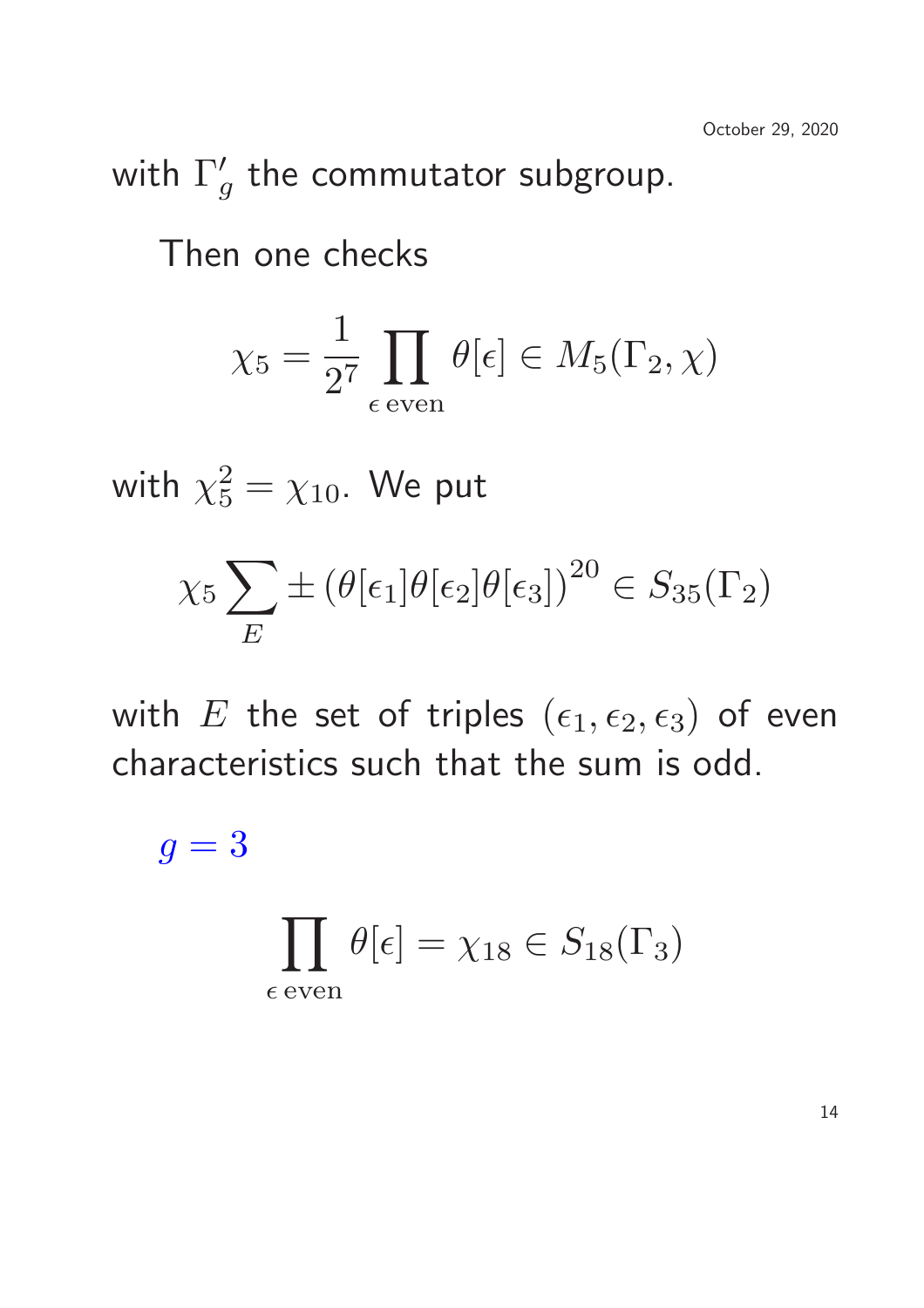with $\Gamma_g'$ the commutator subgroup.

Then one checks

$$\chi_5 = \frac{1}{2^7} \prod_{\epsilon \,\mathrm{even}} \theta[\epsilon] \in M_5(\Gamma_2, \chi)$$

with $\chi_5^2 = \chi_{10}$. We put

$$\chi_5 \sum_E \pm \left(\theta[\epsilon_1]\theta[\epsilon_2]\theta[\epsilon_3]\right)^{20} \in S_{35}(\Gamma_2)$$

with $E$ the set of triples $(\epsilon_1, \epsilon_2, \epsilon_3)$ of even characteristics such that the sum is odd.

$g = 3$

$$\prod_{\epsilon \,\mathrm{even}} \theta[\epsilon] = \chi_{18} \in S_{18}(\Gamma_3)$$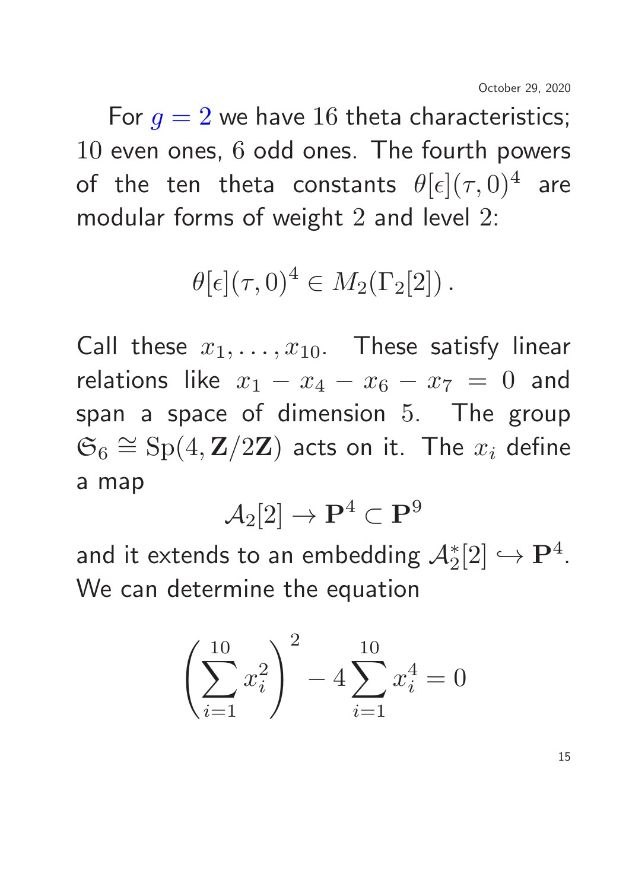For $g = 2$ we have 16 theta characteristics; 10 even ones, 6 odd ones. The fourth powers of the ten theta constants $\theta[\epsilon](\tau, 0)^4$ are modular forms of weight 2 and level 2:

$$\theta[\epsilon](\tau, 0)^4 \in M_2(\Gamma_2[2]) \, .$$

Call these $x_1, \ldots, x_{10}$. These satisfy linear relations like $x_1 - x_4 - x_6 - x_7 = 0$ and span a space of dimension 5. The group $\mathfrak{S}_6 \cong \mathrm{Sp}(4, \mathbf{Z}/2\mathbf{Z})$ acts on it. The $x_i$ define a map

$$\mathcal{A}_2[2] \to \mathbf{P}^4 \subset \mathbf{P}^9$$

and it extends to an embedding $\mathcal{A}_2^*[2] \hookrightarrow \mathbf{P}^4$. We can determine the equation

$$\left( \sum_{i=1}^{10} x_i^2 \right)^2 - 4 \sum_{i=1}^{10} x_i^4 = 0$$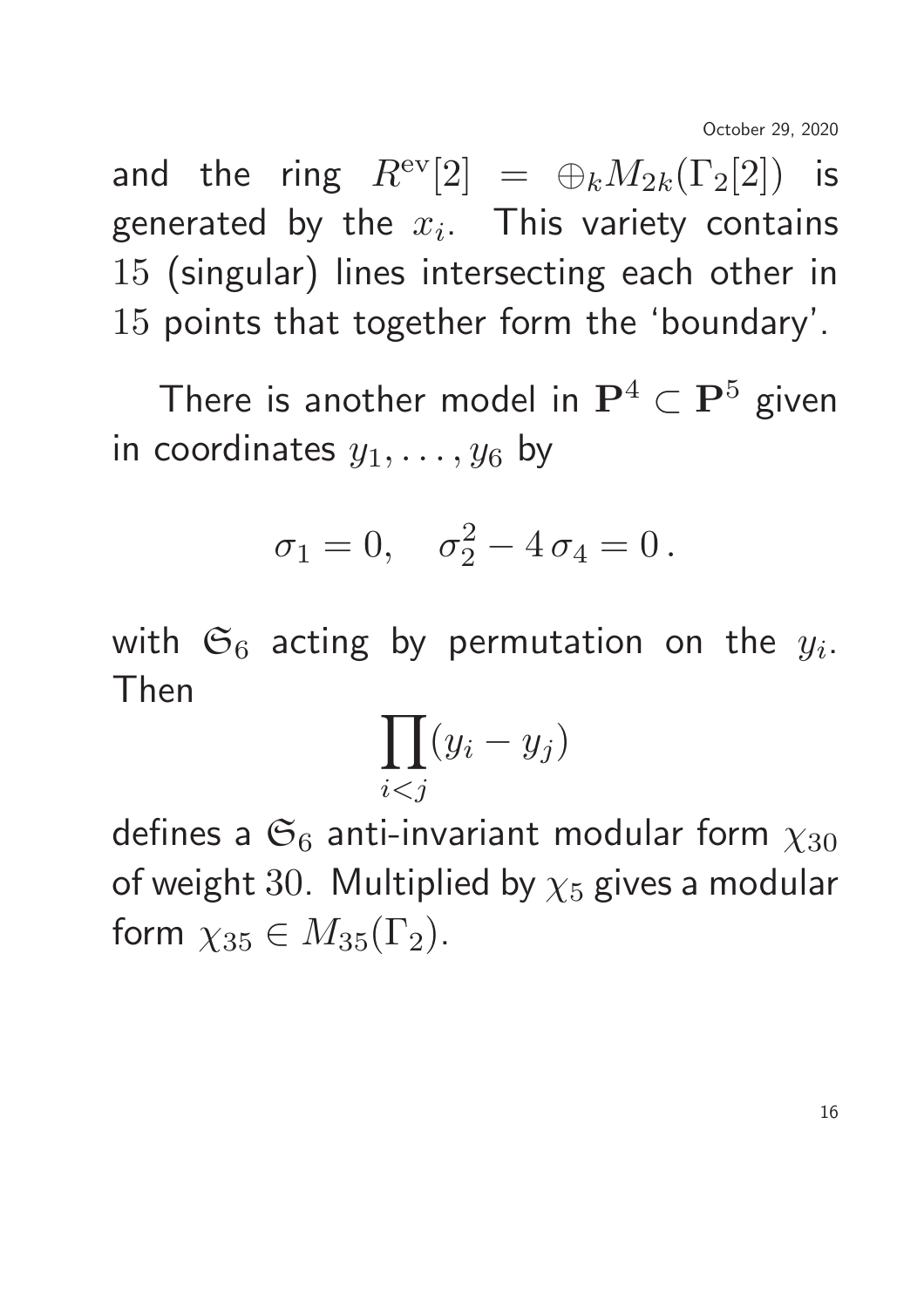and the ring $R^{\rm ev}[2] = \oplus_k M_{2k}(\Gamma_2[2])$ is generated by the $x_i$. This variety contains 15 (singular) lines intersecting each other in 15 points that together form the 'boundary'.

There is another model in $\mathbf{P}^4 \subset \mathbf{P}^5$ given in coordinates $y_1, \ldots, y_6$ by

$$\sigma_1 = 0, \quad \sigma_2^2 - 4\,\sigma_4 = 0\,.$$

with $\mathfrak{S}_6$ acting by permutation on the $y_i$. Then

$$\prod_{i<j} (y_i - y_j)$$

defines a $\mathfrak{S}_6$ anti-invariant modular form $\chi_{30}$ of weight 30. Multiplied by $\chi_5$ gives a modular form $\chi_{35} \in M_{35}(\Gamma_2)$.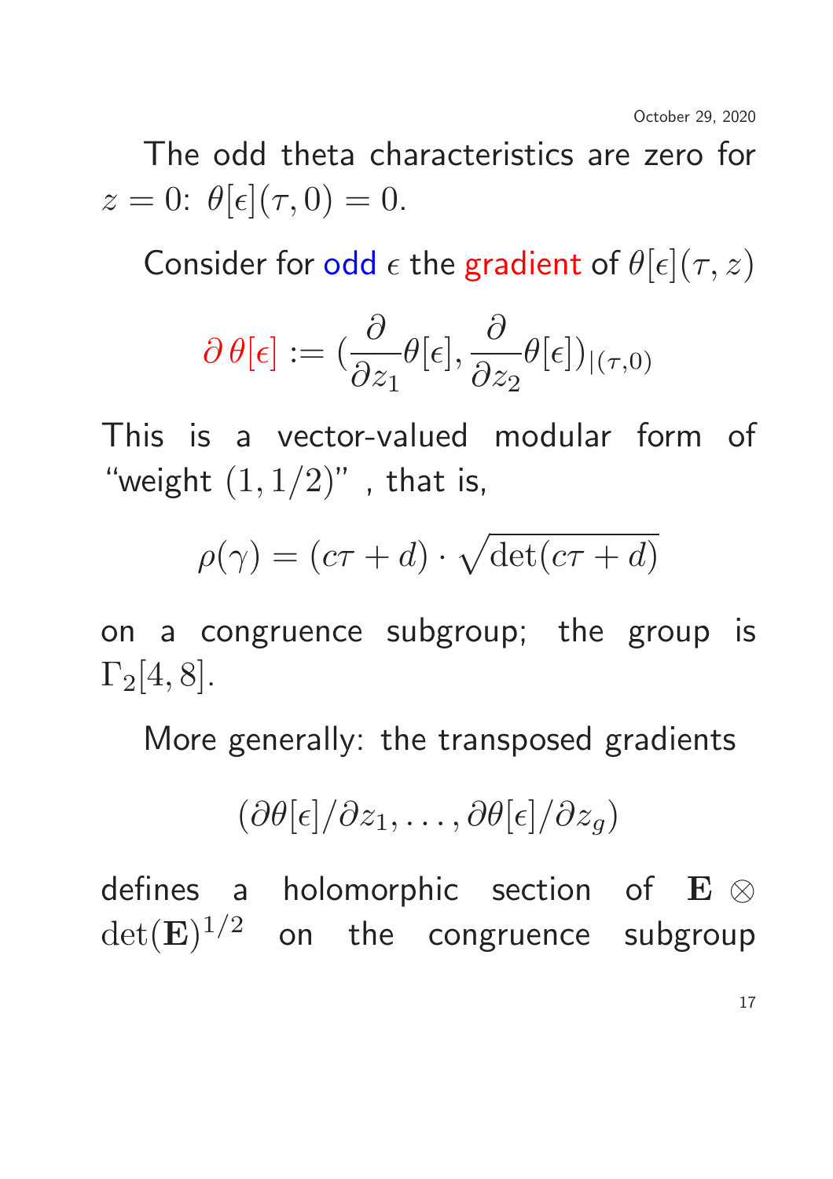The odd theta characteristics are zero for $z = 0$: $\theta[\epsilon](\tau, 0) = 0$.

Consider for odd $\epsilon$ the gradient of $\theta[\epsilon](\tau, z)$

$$\partial\,\theta[\epsilon] := (\frac{\partial}{\partial z_1}\theta[\epsilon], \frac{\partial}{\partial z_2}\theta[\epsilon])_{|(\tau,0)}$$

This is a vector-valued modular form of "weight $(1, 1/2)$" , that is,

$$\rho(\gamma) = (c\tau + d) \cdot \sqrt{\det(c\tau + d)}$$

on a congruence subgroup; the group is $\Gamma_2[4, 8]$.

More generally: the transposed gradients

$$(\partial\theta[\epsilon]/\partial z_1, \ldots, \partial\theta[\epsilon]/\partial z_g)$$

defines a holomorphic section of $\mathbf{E} \otimes \det(\mathbf{E})^{1/2}$ on the congruence subgroup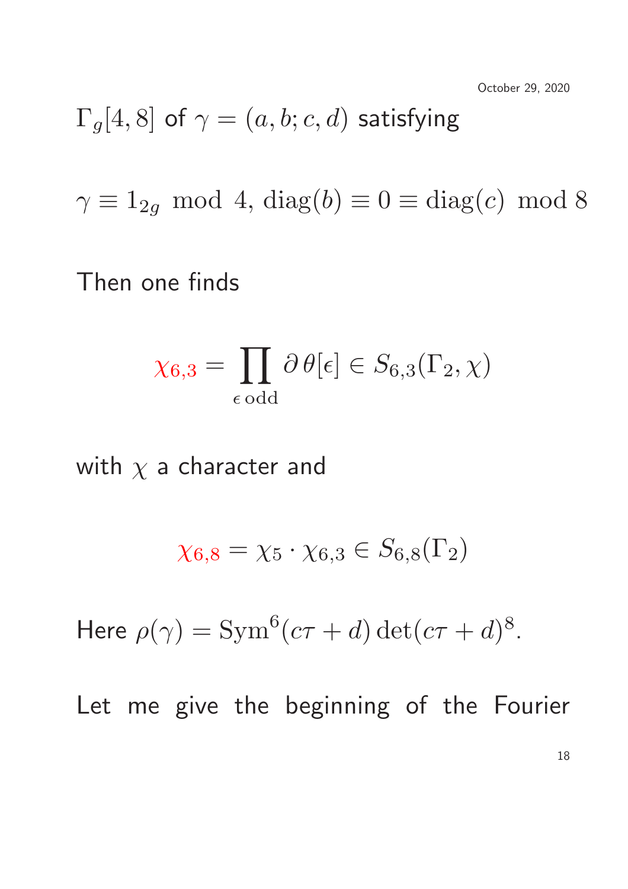$\Gamma_g[4,8]$ of $\gamma = (a, b; c, d)$ satisfying

$$\gamma \equiv 1_{2g} \bmod 4, \, \mathrm{diag}(b) \equiv 0 \equiv \mathrm{diag}(c) \bmod 8$$

Then one finds

$$\chi_{6,3} = \prod_{\epsilon \,\mathrm{odd}} \partial\, \theta[\epsilon] \in S_{6,3}(\Gamma_2, \chi)$$

with $\chi$ a character and

$$\chi_{6,8} = \chi_5 \cdot \chi_{6,3} \in S_{6,8}(\Gamma_2)$$

Here $\rho(\gamma) = \mathrm{Sym}^6(c\tau + d) \det(c\tau + d)^8$.

Let me give the beginning of the Fourier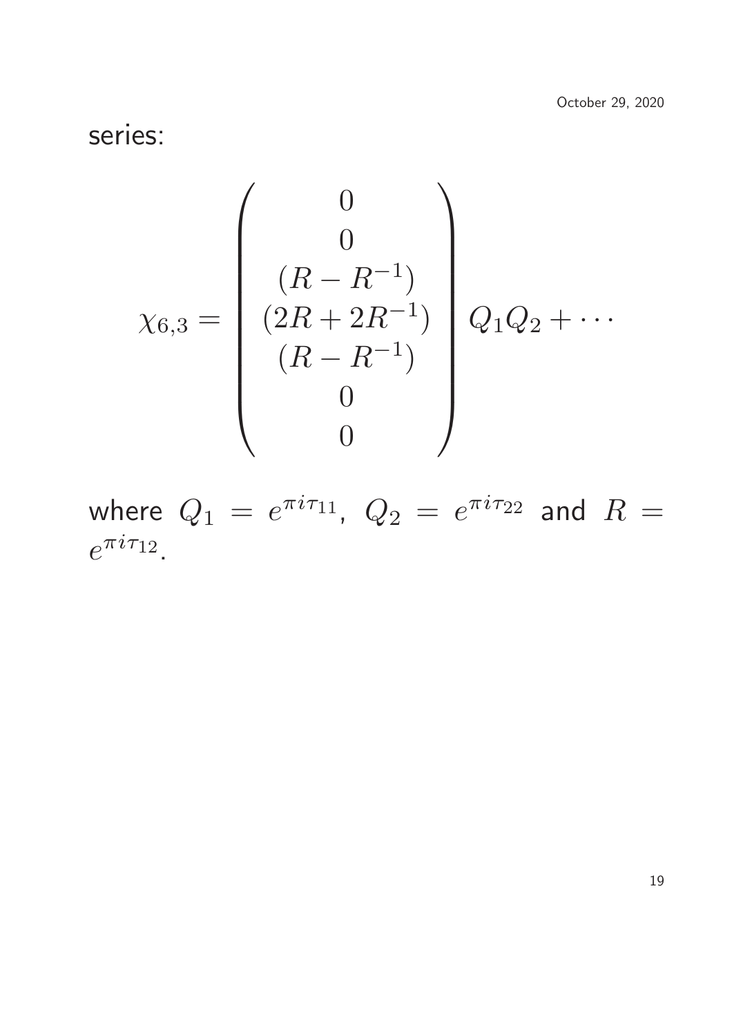series:

$$\chi_{6,3} = \begin{pmatrix} 0 \\ 0 \\ (R - R^{-1}) \\ (2R + 2R^{-1}) \\ (R - R^{-1}) \\ 0 \\ 0 \end{pmatrix} Q_1 Q_2 + \cdots$$

where $Q_1 = e^{\pi i \tau_{11}}$, $Q_2 = e^{\pi i \tau_{22}}$ and $R = e^{\pi i \tau_{12}}$.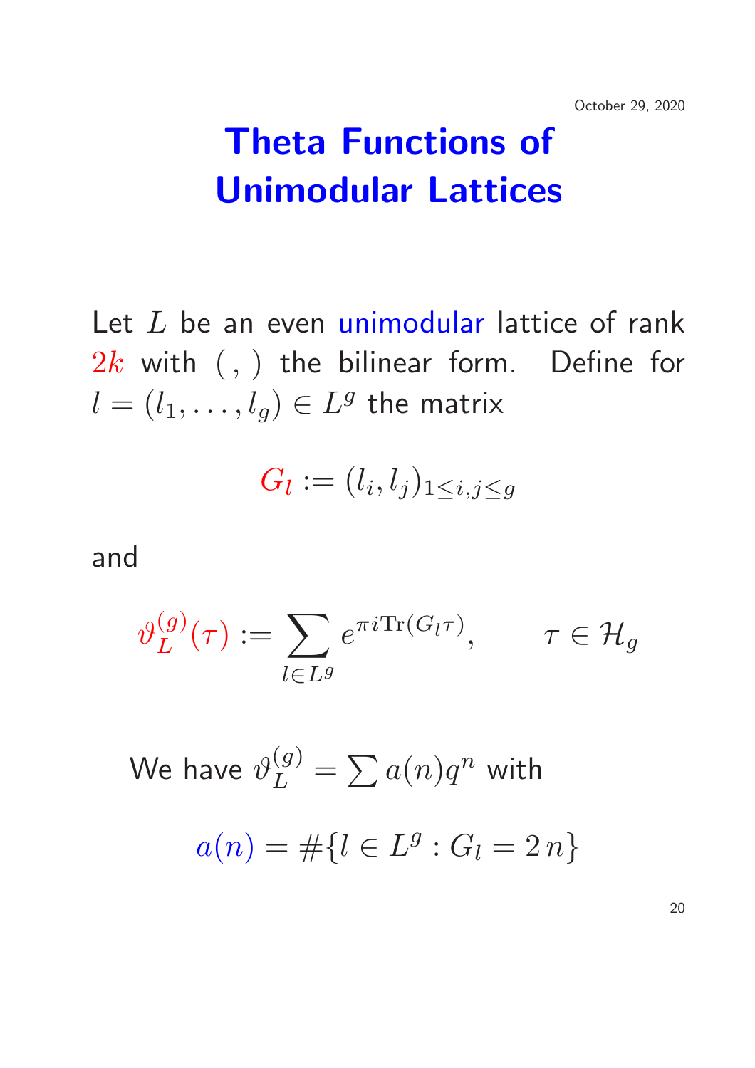# Theta Functions of Unimodular Lattices

Let $L$ be an even unimodular lattice of rank $2k$ with $( \, , \, )$ the bilinear form. Define for $l = (l_1, \ldots, l_g) \in L^g$ the matrix

$$G_l := (l_i, l_j)_{1 \leq i,j \leq g}$$

and

$$\vartheta_L^{(g)}(\tau) := \sum_{l \in L^g} e^{\pi i \mathrm{Tr}(G_l \tau)}, \qquad \tau \in \mathcal{H}_g$$

We have $\vartheta_L^{(g)} = \sum a(n) q^n$ with

$$a(n) = \#\{l \in L^g : G_l = 2\, n\}$$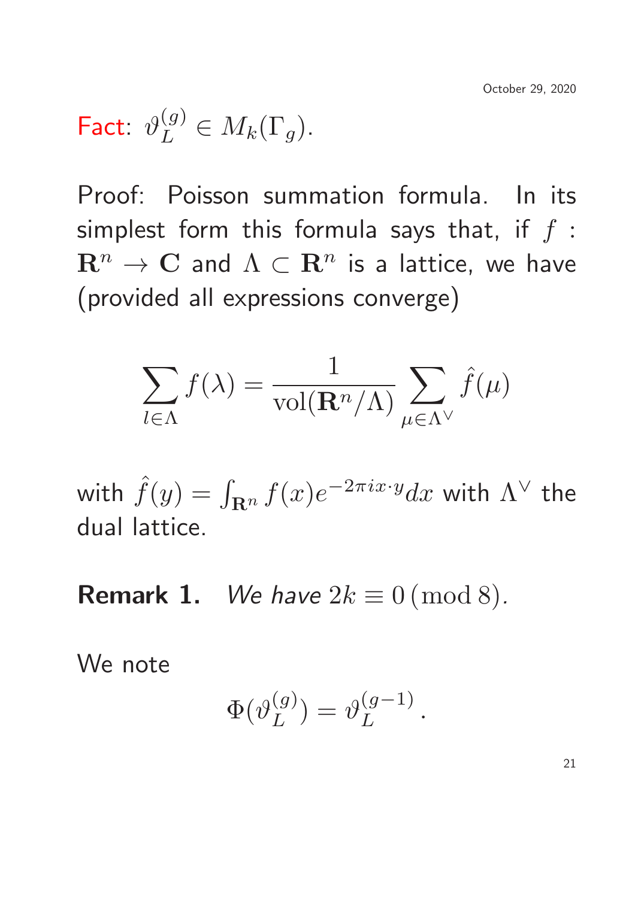Fact: $\vartheta_L^{(g)} \in M_k(\Gamma_g)$.

Proof: Poisson summation formula. In its simplest form this formula says that, if $f : \mathbf{R}^n \to \mathbf{C}$ and $\Lambda \subset \mathbf{R}^n$ is a lattice, we have (provided all expressions converge)

$$\sum_{l \in \Lambda} f(\lambda) = \frac{1}{\mathrm{vol}(\mathbf{R}^n/\Lambda)} \sum_{\mu \in \Lambda^\vee} \hat{f}(\mu)$$

with $\hat{f}(y) = \int_{\mathbf{R}^n} f(x) e^{-2\pi i x \cdot y} dx$ with $\Lambda^\vee$ the dual lattice.

**Remark 1.** *We have* $2k \equiv 0 \,(\mathrm{mod}\, 8)$.

We note

$$\Phi(\vartheta_L^{(g)}) = \vartheta_L^{(g-1)}\,.$$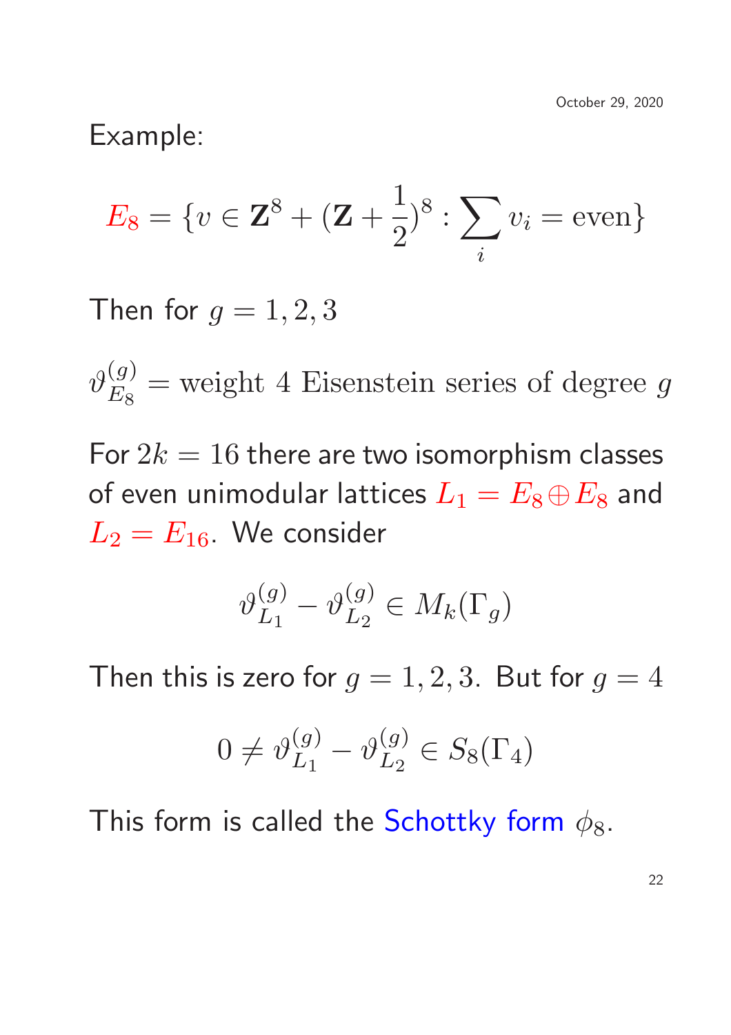Example:

$$E_8 = \{v \in \mathbf{Z}^8 + (\mathbf{Z} + \frac{1}{2})^8 : \sum_i v_i = \text{even}\}$$

Then for $g = 1, 2, 3$

$\vartheta_{E_8}^{(g)} = \text{weight 4 Eisenstein series of degree } g$

For $2k = 16$ there are two isomorphism classes of even unimodular lattices $L_1 = E_8 \oplus E_8$ and $L_2 = E_{16}$. We consider

$$\vartheta_{L_1}^{(g)} - \vartheta_{L_2}^{(g)} \in M_k(\Gamma_g)$$

Then this is zero for $g = 1, 2, 3$. But for $g = 4$

$$0 \neq \vartheta_{L_1}^{(g)} - \vartheta_{L_2}^{(g)} \in S_8(\Gamma_4)$$

This form is called the Schottky form $\phi_8$.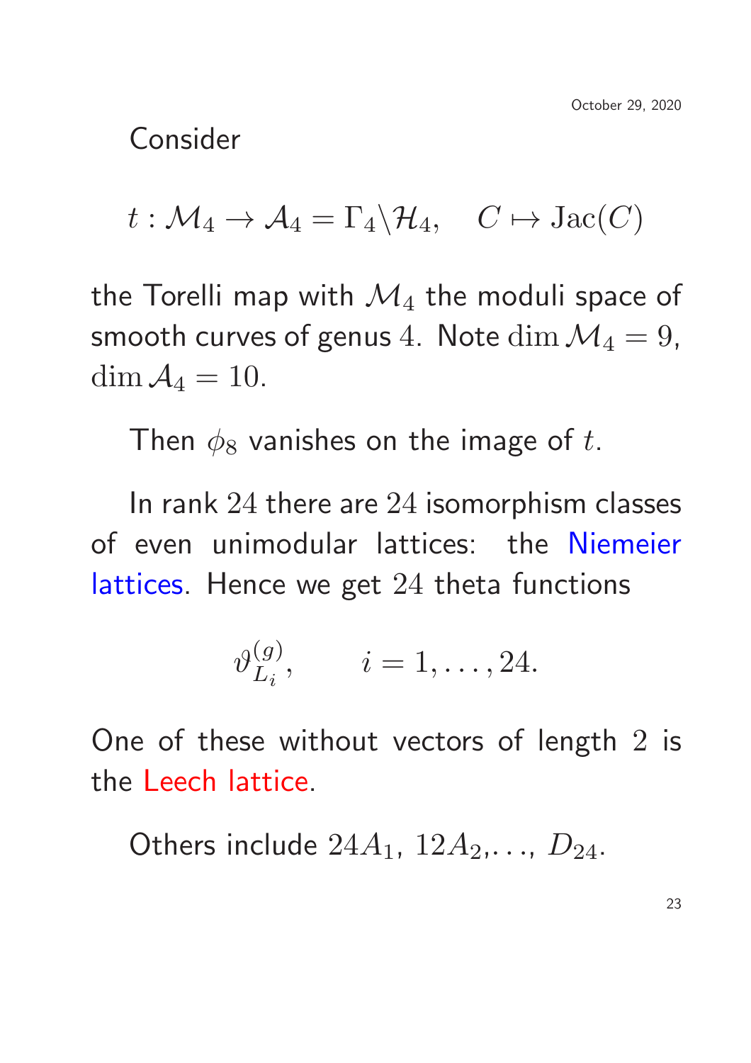Consider

$$t : \mathcal{M}_4 \to \mathcal{A}_4 = \Gamma_4 \backslash \mathcal{H}_4, \quad C \mapsto \mathrm{Jac}(C)$$

the Torelli map with $\mathcal{M}_4$ the moduli space of smooth curves of genus $4$. Note $\dim \mathcal{M}_4 = 9$, $\dim \mathcal{A}_4 = 10$.

Then $\phi_8$ vanishes on the image of $t$.

In rank $24$ there are $24$ isomorphism classes of even unimodular lattices: the Niemeier lattices. Hence we get $24$ theta functions

$$\vartheta^{(g)}_{L_i}, \qquad i = 1, \ldots, 24.$$

One of these without vectors of length $2$ is the Leech lattice.

Others include $24A_1$, $12A_2$,..., $D_{24}$.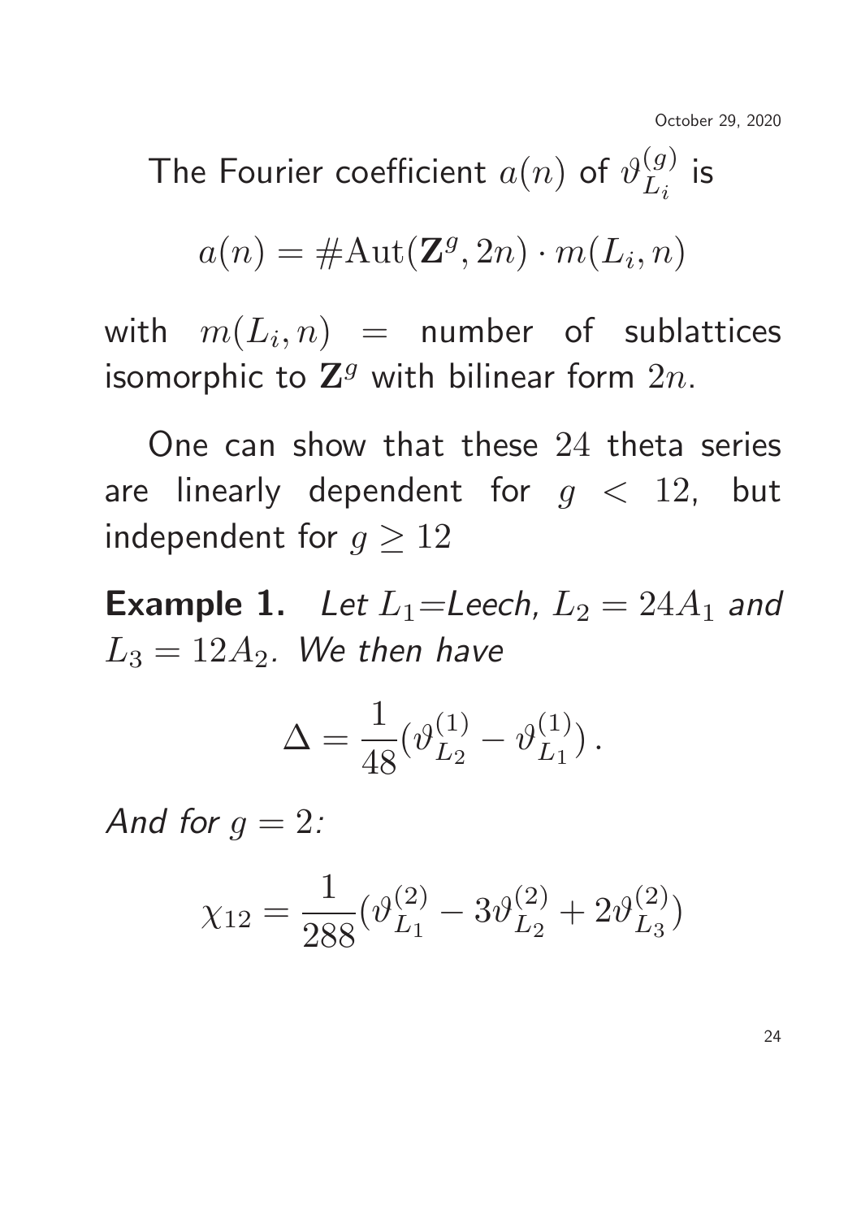The Fourier coefficient $a(n)$ of $\vartheta_{L_i}^{(g)}$ is

$$a(n) = \#\mathrm{Aut}(\mathbf{Z}^g, 2n) \cdot m(L_i, n)$$

with $m(L_i, n)$ = number of sublattices isomorphic to $\mathbf{Z}^g$ with bilinear form $2n$.

One can show that these $24$ theta series are linearly dependent for $g < 12$, but independent for $g \geq 12$

**Example 1.** *Let $L_1$=Leech, $L_2 = 24A_1$ and $L_3 = 12A_2$. We then have*

$$\Delta = \frac{1}{48}(\vartheta_{L_2}^{(1)} - \vartheta_{L_1}^{(1)}) \, .$$

*And for $g = 2$:*

$$\chi_{12} = \frac{1}{288}(\vartheta_{L_1}^{(2)} - 3\vartheta_{L_2}^{(2)} + 2\vartheta_{L_3}^{(2)})$$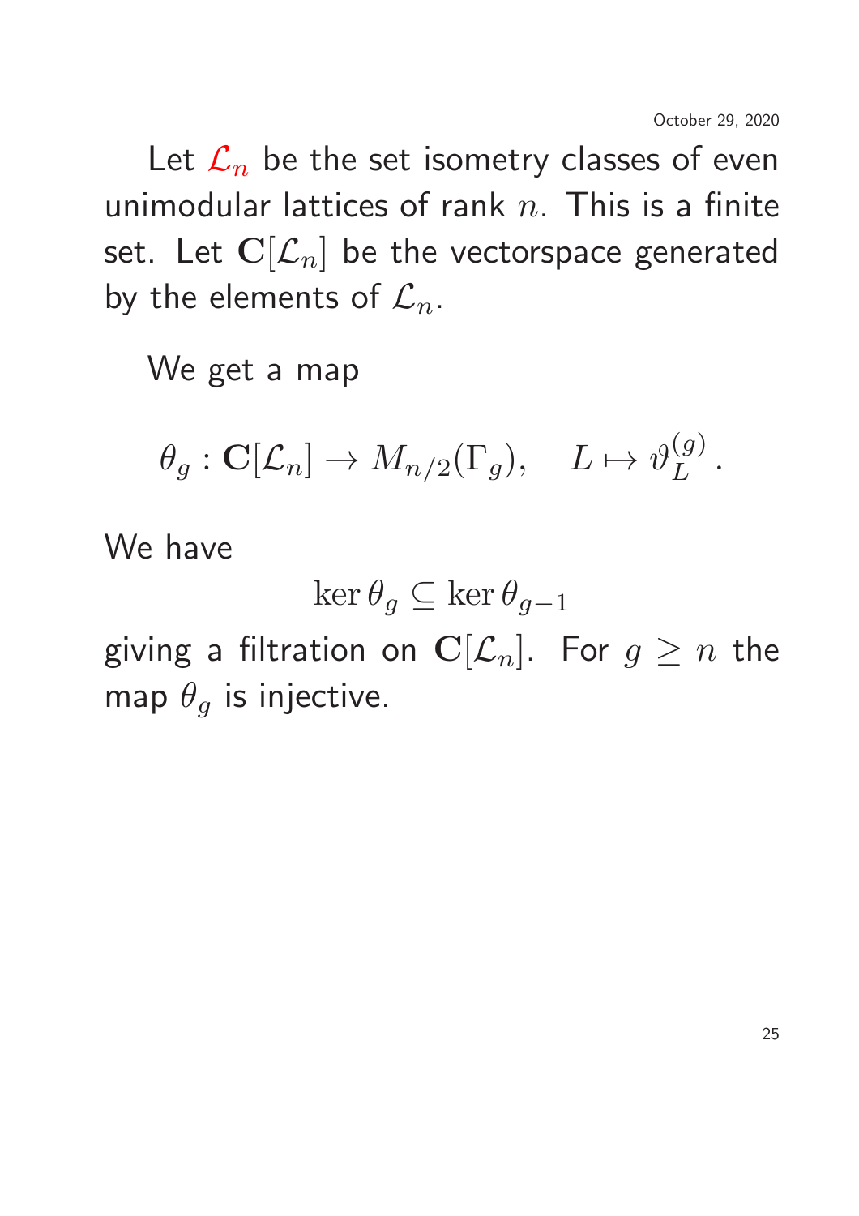Let $\mathcal{L}_n$ be the set isometry classes of even unimodular lattices of rank $n$. This is a finite set. Let $\mathbf{C}[\mathcal{L}_n]$ be the vectorspace generated by the elements of $\mathcal{L}_n$.

We get a map

$$\theta_g : \mathbf{C}[\mathcal{L}_n] \to M_{n/2}(\Gamma_g), \quad L \mapsto \vartheta_L^{(g)}.$$

We have

$$\ker \theta_g \subseteq \ker \theta_{g-1}$$

giving a filtration on $\mathbf{C}[\mathcal{L}_n]$. For $g \geq n$ the map $\theta_g$ is injective.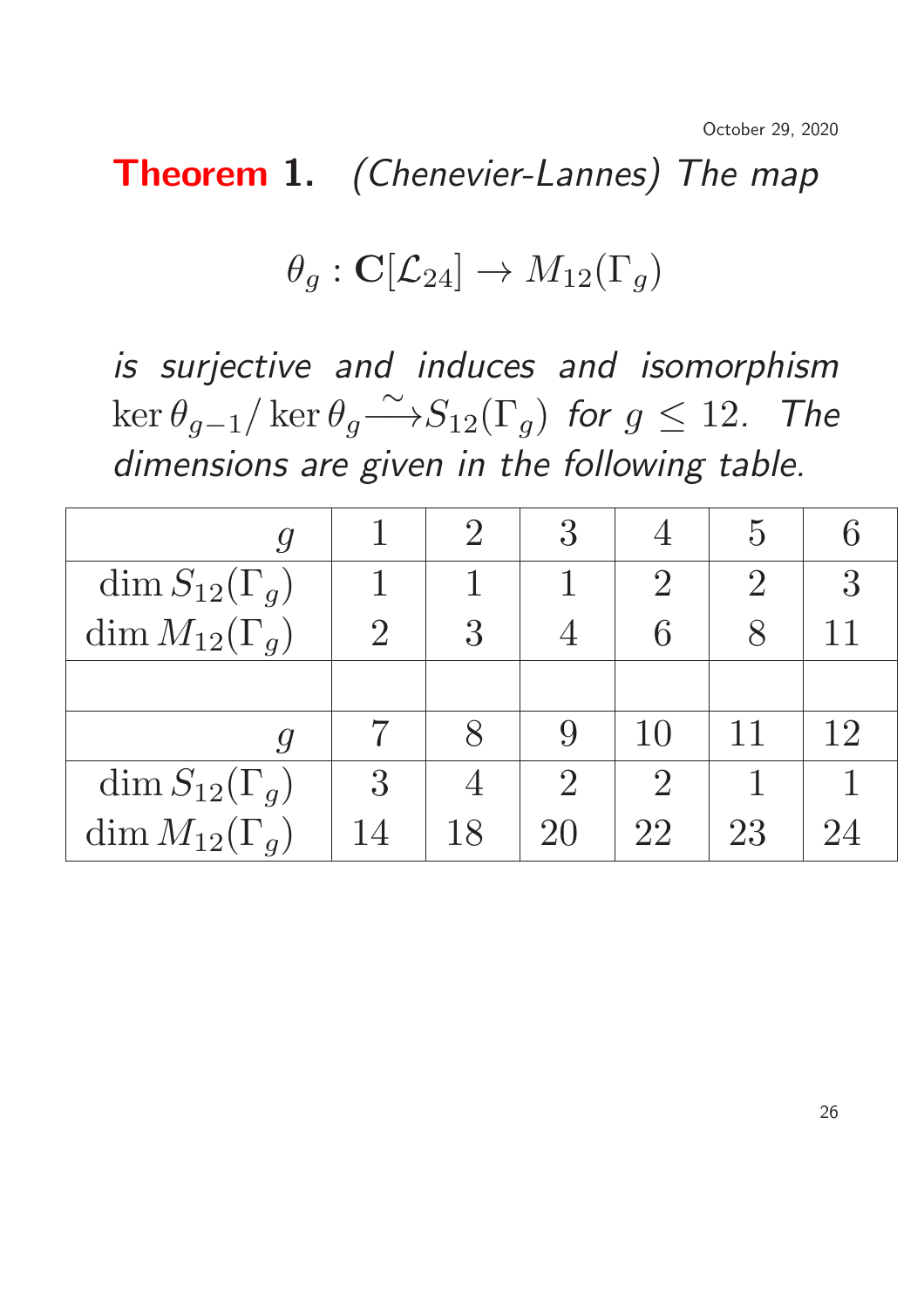**Theorem 1.** *(Chenevier-Lannes) The map*

$$\theta_g : \mathbf{C}[\mathcal{L}_{24}] \to M_{12}(\Gamma_g)$$

*is surjective and induces and isomorphism* $\ker \theta_{g-1}/\ker \theta_g \xrightarrow{\sim} S_{12}(\Gamma_g)$ *for* $g \leq 12$. *The dimensions are given in the following table.*

| $g$ | 1 | 2 | 3 | 4 | 5 | 6 |
|---|---|---|---|---|---|---|
| $\dim S_{12}(\Gamma_g)$ | 1 | 1 | 1 | 2 | 2 | 3 |
| $\dim M_{12}(\Gamma_g)$ | 2 | 3 | 4 | 6 | 8 | 11 |
| | | | | | | |
| $g$ | 7 | 8 | 9 | 10 | 11 | 12 |
| $\dim S_{12}(\Gamma_g)$ | 3 | 4 | 2 | 2 | 1 | 1 |
| $\dim M_{12}(\Gamma_g)$ | 14 | 18 | 20 | 22 | 23 | 24 |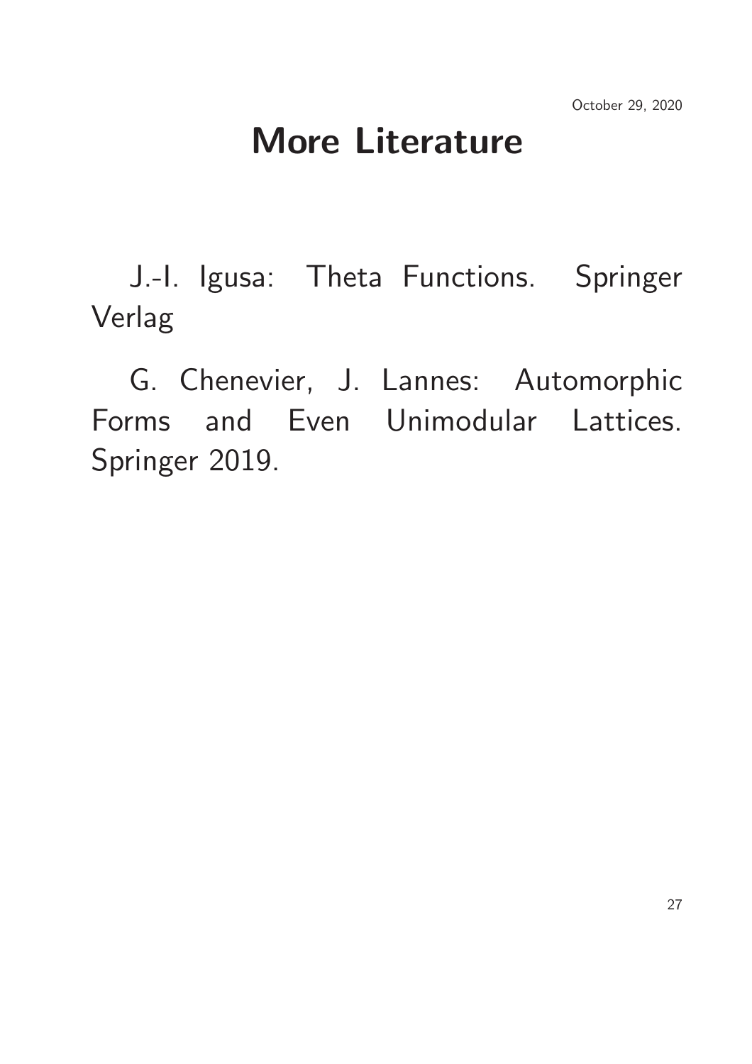# More Literature

J.-I. Igusa: Theta Functions. Springer Verlag

G. Chenevier, J. Lannes: Automorphic Forms and Even Unimodular Lattices. Springer 2019.